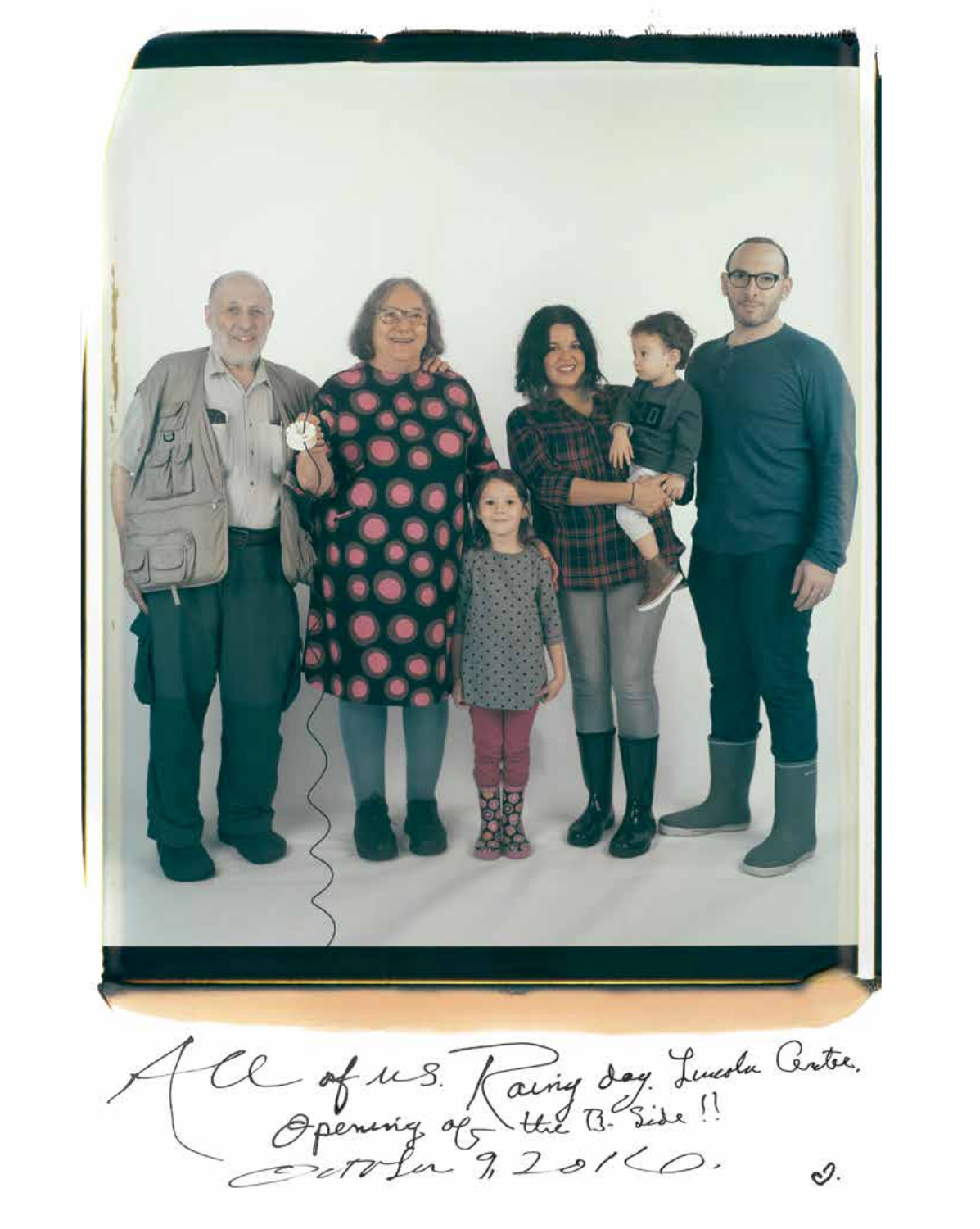All of us. Rainy day. Lincoln Center.
Opening of the B-Side!!
October 9, 2016.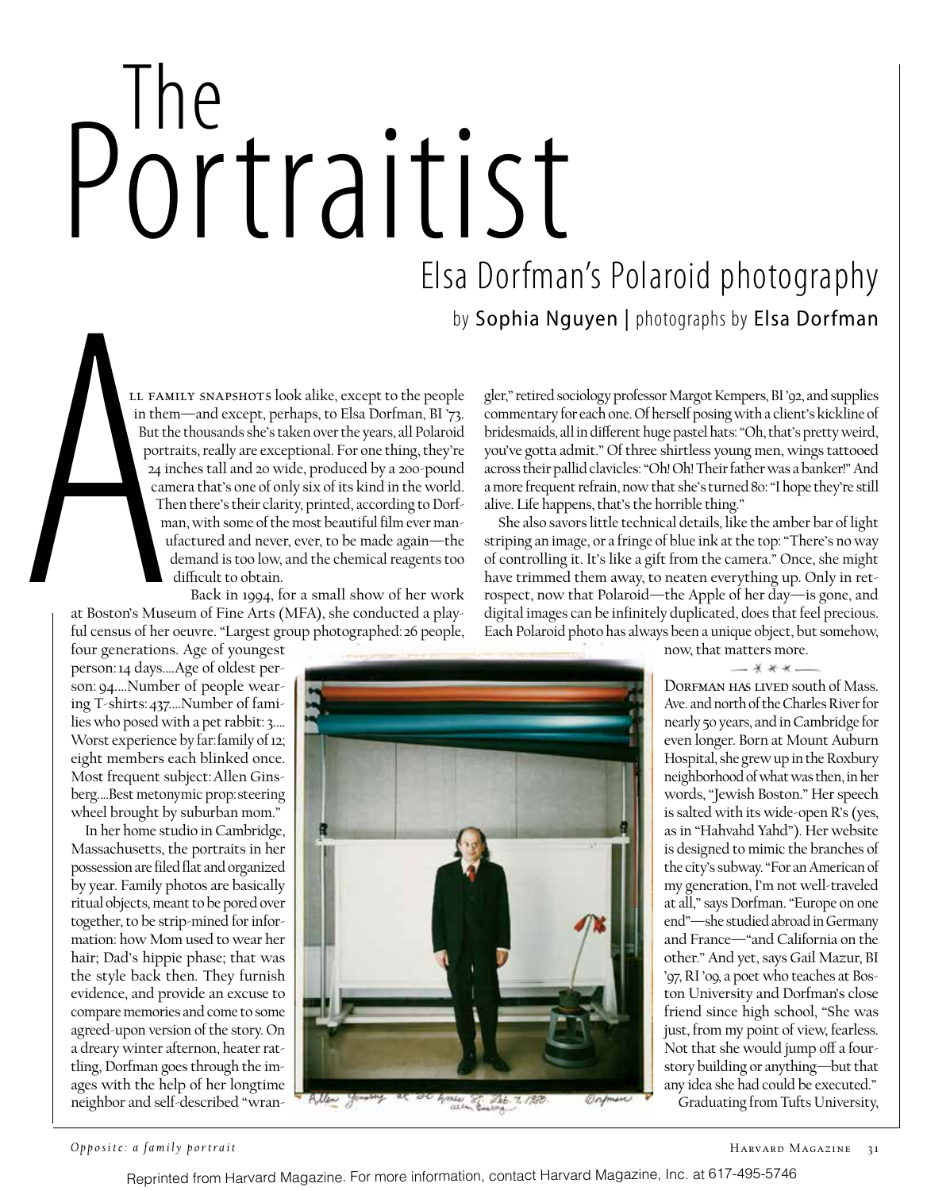# The Portraitist

## Elsa Dorfman's Polaroid photography

by Sophia Nguyen | photographs by Elsa Dorfman

All family snapshots look alike, except to the people in them—and except, perhaps, to Elsa Dorfman, BI '73. But the thousands she's taken over the years, all Polaroid portraits, really are exceptional. For one thing, they're 24 inches tall and 20 wide, produced by a 200-pound camera that's one of only six of its kind in the world. Then there's their clarity, printed, according to Dorfman, with some of the most beautiful film ever manufactured and never, ever, to be made again—the demand is too low, and the chemical reagents too difficult to obtain.

Back in 1994, for a small show of her work at Boston's Museum of Fine Arts (MFA), she conducted a playful census of her oeuvre. "Largest group photographed: 26 people, four generations. Age of youngest person: 14 days....Age of oldest person: 94....Number of people wearing T-shirts: 437....Number of families who posed with a pet rabbit: 3.... Worst experience by far: family of 12; eight members each blinked once. Most frequent subject: Allen Ginsberg....Best metonymic prop: steering wheel brought by suburban mom."

In her home studio in Cambridge, Massachusetts, the portraits in her possession are filed flat and organized by year. Family photos are basically ritual objects, meant to be pored over together, to be strip-mined for information: how Mom used to wear her hair; Dad's hippie phase; that was the style back then. They furnish evidence, and provide an excuse to compare memories and come to some agreed-upon version of the story. On a dreary winter afternoon, heater rattling, Dorfman goes through the images with the help of her longtime neighbor and self-described "wrangler," retired sociology professor Margot Kempers, BI '92, and supplies commentary for each one. Of herself posing with a client's kickline of bridesmaids, all in different huge pastel hats: "Oh, that's pretty weird, you've gotta admit." Of three shirtless young men, wings tattooed across their pallid clavicles: "Oh! Oh! Their father was a banker!" And a more frequent refrain, now that she's turned 80: "I hope they're still alive. Life happens, that's the horrible thing."

She also savors little technical details, like the amber bar of light striping an image, or a fringe of blue ink at the top: "There's no way of controlling it. It's like a gift from the camera." Once, she might have trimmed them away, to neaten everything up. Only in retrospect, now that Polaroid—the Apple of her day—is gone, and digital images can be infinitely duplicated, does that feel precious. Each Polaroid photo has always been a unique object, but somehow, now, that matters more.

— * * * —

Dorfman has lived south of Mass. Ave. and north of the Charles River for nearly 50 years, and in Cambridge for even longer. Born at Mount Auburn Hospital, she grew up in the Roxbury neighborhood of what was then, in her words, "Jewish Boston." Her speech is salted with its wide-open R's (yes, as in "Hahvahd Yahd"). Her website is designed to mimic the branches of the city's subway. "For an American of my generation, I'm not well-traveled at all," says Dorfman. "Europe on one end"—she studied abroad in Germany and France—"and California on the other." And yet, says Gail Mazur, BI '97, RI '09, a poet who teaches at Boston University and Dorfman's close friend since high school, "She was just, from my point of view, fearless. Not that she would jump off a four-story building or anything—but that any idea she had could be executed."

Graduating from Tufts University,

*Opposite: a family portrait*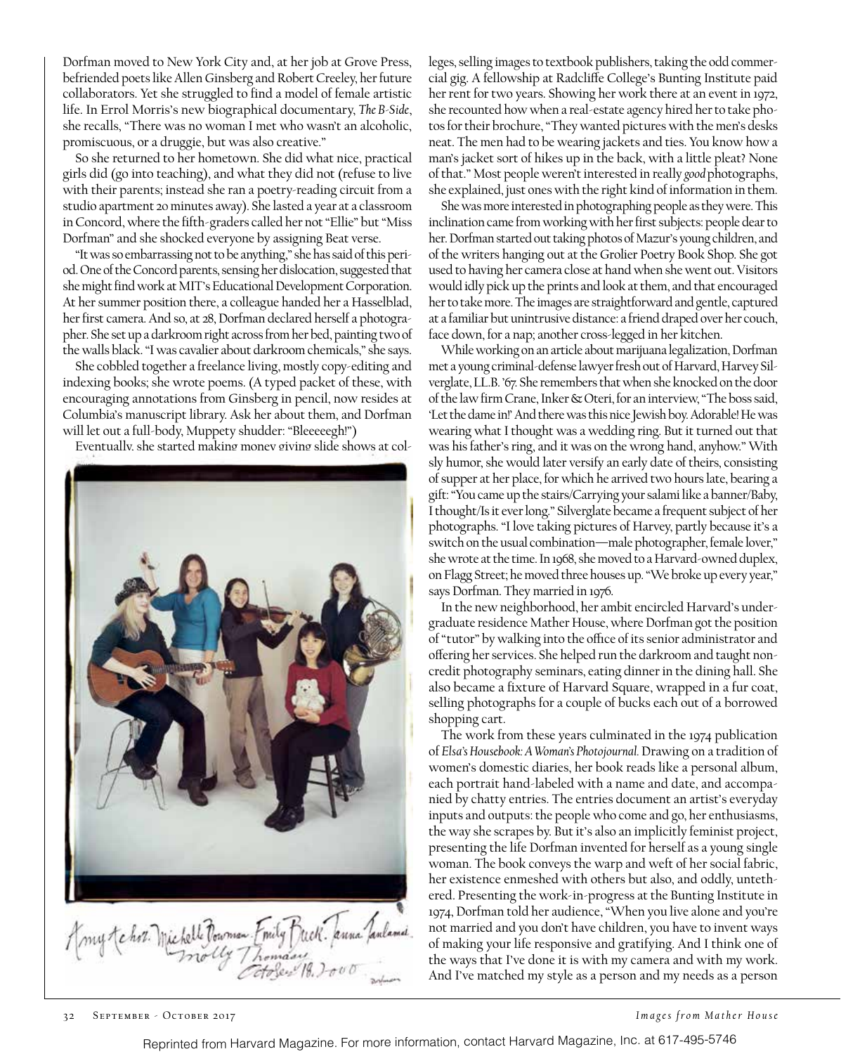Dorfman moved to New York City and, at her job at Grove Press, befriended poets like Allen Ginsberg and Robert Creeley, her future collaborators. Yet she struggled to find a model of female artistic life. In Errol Morris's new biographical documentary, *The B-Side*, she recalls, "There was no woman I met who wasn't an alcoholic, promiscuous, or a druggie, but was also creative."

So she returned to her hometown. She did what nice, practical girls did (go into teaching), and what they did not (refuse to live with their parents; instead she ran a poetry-reading circuit from a studio apartment 20 minutes away). She lasted a year at a classroom in Concord, where the fifth-graders called her not "Ellie" but "Miss Dorfman" and she shocked everyone by assigning Beat verse.

"It was so embarrassing not to be anything," she has said of this period. One of the Concord parents, sensing her dislocation, suggested that she might find work at MIT's Educational Development Corporation. At her summer position there, a colleague handed her a Hasselblad, her first camera. And so, at 28, Dorfman declared herself a photographer. She set up a darkroom right across from her bed, painting two of the walls black. "I was cavalier about darkroom chemicals," she says.

She cobbled together a freelance living, mostly copy-editing and indexing books; she wrote poems. (A typed packet of these, with encouraging annotations from Ginsberg in pencil, now resides at Columbia's manuscript library. Ask her about them, and Dorfman will let out a full-body, Muppety shudder: "Bleeeeegh!")

Eventually, she started making money giving slide shows at colleges, selling images to textbook publishers, taking the odd commercial gig. A fellowship at Radcliffe College's Bunting Institute paid her rent for two years. Showing her work there at an event in 1972, she recounted how when a real-estate agency hired her to take photos for their brochure, "They wanted pictures with the men's desks neat. The men had to be wearing jackets and ties. You know how a man's jacket sort of hikes up in the back, with a little pleat? None of that." Most people weren't interested in really *good* photographs, she explained, just ones with the right kind of information in them.

She was more interested in photographing people as they were. This inclination came from working with her first subjects: people dear to her. Dorfman started out taking photos of Mazur's young children, and of the writers hanging out at the Grolier Poetry Book Shop. She got used to having her camera close at hand when she went out. Visitors would idly pick up the prints and look at them, and that encouraged her to take more. The images are straightforward and gentle, captured at a familiar but unintrusive distance: a friend draped over her couch, face down, for a nap; another cross-legged in her kitchen.

While working on an article about marijuana legalization, Dorfman met a young criminal-defense lawyer fresh out of Harvard, Harvey Silverglate, LL.B. '67. She remembers that when she knocked on the door of the law firm Crane, Inker & Oteri, for an interview, "The boss said, 'Let the dame in!' And there was this nice Jewish boy. Adorable! He was wearing what I thought was a wedding ring. But it turned out that was his father's ring, and it was on the wrong hand, anyhow." With sly humor, she would later versify an early date of theirs, consisting of supper at her place, for which he arrived two hours late, bearing a gift: "You came up the stairs/Carrying your salami like a banner/Baby, I thought/Is it ever long." Silverglate became a frequent subject of her photographs. "I love taking pictures of Harvey, partly because it's a switch on the usual combination—male photographer, female lover," she wrote at the time. In 1968, she moved to a Harvard-owned duplex, on Flagg Street; he moved three houses up. "We broke up every year," says Dorfman. They married in 1976.

In the new neighborhood, her ambit encircled Harvard's undergraduate residence Mather House, where Dorfman got the position of "tutor" by walking into the office of its senior administrator and offering her services. She helped run the darkroom and taught noncredit photography seminars, eating dinner in the dining hall. She also became a fixture of Harvard Square, wrapped in a fur coat, selling photographs for a couple of bucks each out of a borrowed shopping cart.

The work from these years culminated in the 1974 publication of *Elsa's Housebook: A Woman's Photojournal.* Drawing on a tradition of women's domestic diaries, her book reads like a personal album, each portrait hand-labeled with a name and date, and accompanied by chatty entries. The entries document an artist's everyday inputs and outputs: the people who come and go, her enthusiasms, the way she scrapes by. But it's also an implicitly feminist project, presenting the life Dorfman invented for herself as a young single woman. The book conveys the warp and weft of her social fabric, her existence enmeshed with others but also, and oddly, untethered. Presenting the work-in-progress at the Bunting Institute in 1974, Dorfman told her audience, "When you live alone and you're not married and you don't have children, you have to invent ways of making your life responsive and gratifying. And I think one of the ways that I've done it is with my camera and with my work. And I've matched my style as a person and my needs as a person

Amy Acheson. Michelle Bowman. Emily Buck. Janna Janlamai. Molly Thomas. October 18, 2000

Reprinted from Harvard Magazine. For more information, contact Harvard Magazine, Inc. at 617-495-5746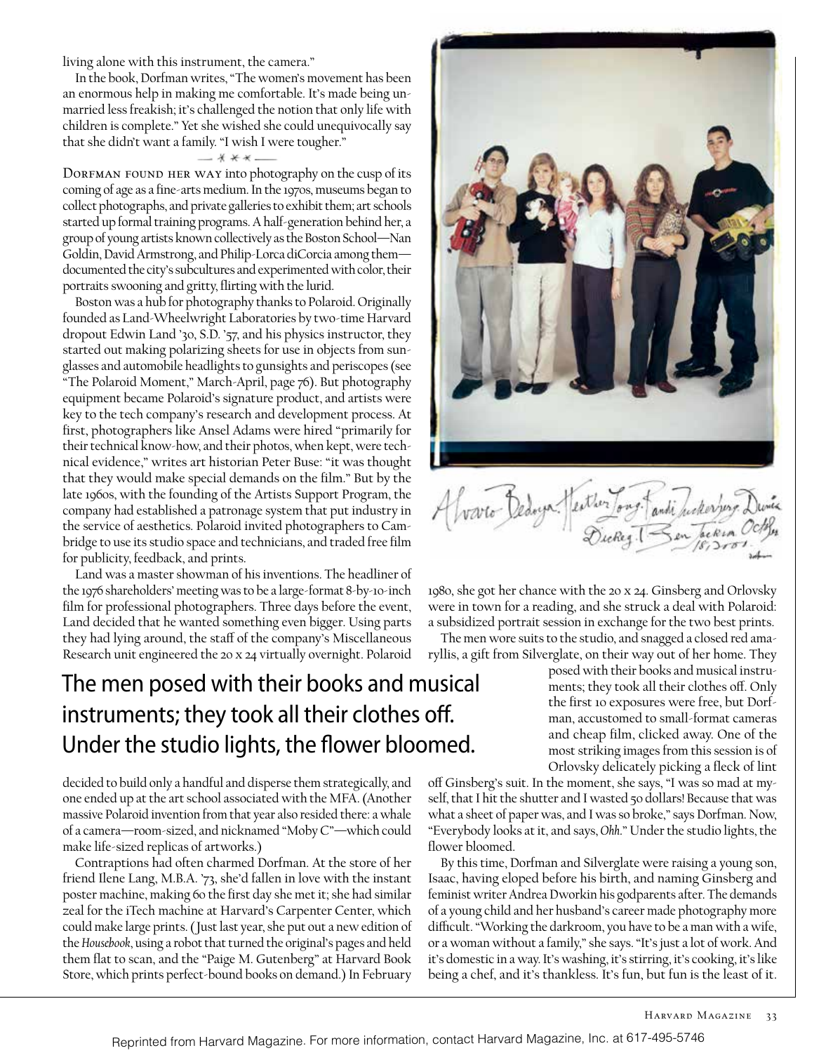living alone with this instrument, the camera."

In the book, Dorfman writes, "The women's movement has been an enormous help in making me comfortable. It's made being unmarried less freakish; it's challenged the notion that only life with children is complete." Yet she wished she could unequivocally say that she didn't want a family. "I wish I were tougher."

— * * * —

Dorfman found her way into photography on the cusp of its coming of age as a fine-arts medium. In the 1970s, museums began to collect photographs, and private galleries to exhibit them; art schools started up formal training programs. A half-generation behind her, a group of young artists known collectively as the Boston School—Nan Goldin, David Armstrong, and Philip-Lorca diCorcia among them—documented the city's subcultures and experimented with color, their portraits swooning and gritty, flirting with the lurid.

Boston was a hub for photography thanks to Polaroid. Originally founded as Land-Wheelwright Laboratories by two-time Harvard dropout Edwin Land '30, S.D. '57, and his physics instructor, they started out making polarizing sheets for use in objects from sunglasses and automobile headlights to gunsights and periscopes (see "The Polaroid Moment," March-April, page 76). But photography equipment became Polaroid's signature product, and artists were key to the tech company's research and development process. At first, photographers like Ansel Adams were hired "primarily for their technical know-how, and their photos, when kept, were technical evidence," writes art historian Peter Buse: "it was thought that they would make special demands on the film." But by the late 1960s, with the founding of the Artists Support Program, the company had established a patronage system that put industry in the service of aesthetics. Polaroid invited photographers to Cambridge to use its studio space and technicians, and traded free film for publicity, feedback, and prints.

Land was a master showman of his inventions. The headliner of the 1976 shareholders' meeting was to be a large-format 8-by-10-inch film for professional photographers. Three days before the event, Land decided that he wanted something even bigger. Using parts they had lying around, the staff of the company's Miscellaneous Research unit engineered the 20 x 24 virtually overnight. Polaroid decided to build only a handful and disperse them strategically, and one ended up at the art school associated with the MFA. (Another massive Polaroid invention from that year also resided there: a whale of a camera—room-sized, and nicknamed "Moby C"—which could make life-sized replicas of artworks.)

Contraptions had often charmed Dorfman. At the store of her friend Ilene Lang, M.B.A. '73, she'd fallen in love with the instant poster machine, making 60 the first day she met it; she had similar zeal for the iTech machine at Harvard's Carpenter Center, which could make large prints. (Just last year, she put out a new edition of the *Housebook*, using a robot that turned the original's pages and held them flat to scan, and the "Paige M. Gutenberg" at Harvard Book Store, which prints perfect-bound books on demand.) In February 1980, she got her chance with the 20 x 24. Ginsberg and Orlovsky were in town for a reading, and she struck a deal with Polaroid: a subsidized portrait session in exchange for the two best prints.

Alvaro Bedoya. Heather Long. Randi Zuckerberg. Dunia Dickey. Ben Jackson. Oct 18, 2001.

The men wore suits to the studio, and snagged a closed red amaryllis, a gift from Silverglate, on their way out of her home. They posed with their books and musical instruments; they took all their clothes off. Only the first 10 exposures were free, but Dorfman, accustomed to small-format cameras and cheap film, clicked away. One of the most striking images from this session is of Orlovsky delicately picking a fleck of lint off Ginsberg's suit. In the moment, she says, "I was so mad at myself, that I hit the shutter and I wasted 50 dollars! Because that was what a sheet of paper was, and I was so broke," says Dorfman. Now, "Everybody looks at it, and says, *Ohh*." Under the studio lights, the flower bloomed.

> The men posed with their books and musical instruments; they took all their clothes off. Under the studio lights, the flower bloomed.

By this time, Dorfman and Silverglate were raising a young son, Isaac, having eloped before his birth, and naming Ginsberg and feminist writer Andrea Dworkin his godparents after. The demands of a young child and her husband's career made photography more difficult. "Working the darkroom, you have to be a man with a wife, or a woman without a family," she says. "It's just a lot of work. And it's domestic in a way. It's washing, it's stirring, it's cooking, it's like being a chef, and it's thankless. It's fun, but fun is the least of it.

Reprinted from Harvard Magazine. For more information, contact Harvard Magazine, Inc. at 617-495-5746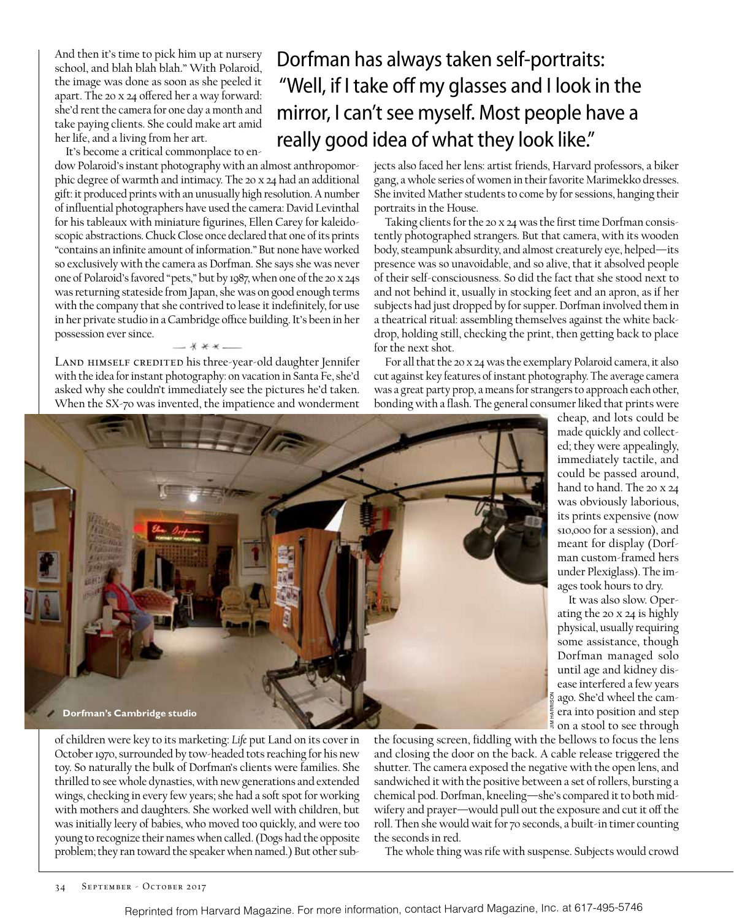And then it's time to pick him up at nursery school, and blah blah blah." With Polaroid, the image was done as soon as she peeled it apart. The 20 x 24 offered her a way forward: she'd rent the camera for one day a month and take paying clients. She could make art amid her life, and a living from her art.

Dorfman has always taken self-portraits: "Well, if I take off my glasses and I look in the mirror, I can't see myself. Most people have a really good idea of what they look like."

It's become a critical commonplace to endow Polaroid's instant photography with an almost anthropomorphic degree of warmth and intimacy. The 20 x 24 had an additional gift: it produced prints with an unusually high resolution. A number of influential photographers have used the camera: David Levinthal for his tableaux with miniature figurines, Ellen Carey for kaleidoscopic abstractions. Chuck Close once declared that one of its prints "contains an infinite amount of information." But none have worked so exclusively with the camera as Dorfman. She says she was never one of Polaroid's favored "pets," but by 1987, when one of the 20 x 24s was returning stateside from Japan, she was on good enough terms with the company that she contrived to lease it indefinitely, for use in her private studio in a Cambridge office building. It's been in her possession ever since.

— * * * —

Land himself credited his three-year-old daughter Jennifer with the idea for instant photography: on vacation in Santa Fe, she'd asked why she couldn't immediately see the pictures he'd taken. When the SX-70 was invented, the impatience and wonderment of children were key to its marketing: *Life* put Land on its cover in October 1970, surrounded by tow-headed tots reaching for his new toy. So naturally the bulk of Dorfman's clients were families. She thrilled to see whole dynasties, with new generations and extended wings, checking in every few years; she had a soft spot for working with mothers and daughters. She worked well with children, but was initially leery of babies, who moved too quickly, and were too young to recognize their names when called. (Dogs had the opposite problem; they ran toward the speaker when named.) But other subjects also faced her lens: artist friends, Harvard professors, a biker gang, a whole series of women in their favorite Marimekko dresses. She invited Mather students to come by for sessions, hanging their portraits in the House.

Taking clients for the 20 x 24 was the first time Dorfman consistently photographed strangers. But that camera, with its wooden body, steampunk absurdity, and almost creaturely eye, helped—its presence was so unavoidable, and so alive, that it absolved people of their self-consciousness. So did the fact that she stood next to and not behind it, usually in stocking feet and an apron, as if her subjects had just dropped by for supper. Dorfman involved them in a theatrical ritual: assembling themselves against the white backdrop, holding still, checking the print, then getting back to place for the next shot.

For all that the 20 x 24 was the exemplary Polaroid camera, it also cut against key features of instant photography. The average camera was a great party prop, a means for strangers to approach each other, bonding with a flash. The general consumer liked that prints were cheap, and lots could be made quickly and collected; they were appealingly, immediately tactile, and could be passed around, hand to hand. The 20 x 24 was obviously laborious, its prints expensive (now $10,000 for a session), and meant for display (Dorfman custom-framed hers under Plexiglass). The images took hours to dry.

Dorfman's Cambridge studio

JIM HARRISON

It was also slow. Operating the 20 x 24 is highly physical, usually requiring some assistance, though Dorfman managed solo until age and kidney disease interfered a few years ago. She'd wheel the camera into position and step on a stool to see through the focusing screen, fiddling with the bellows to focus the lens and closing the door on the back. A cable release triggered the shutter. The camera exposed the negative with the open lens, and sandwiched it with the positive between a set of rollers, bursting a chemical pod. Dorfman, kneeling—she's compared it to both midwifery and prayer—would pull out the exposure and cut it off the roll. Then she would wait for 70 seconds, a built-in timer counting the seconds in red.

The whole thing was rife with suspense. Subjects would crowd

Reprinted from Harvard Magazine. For more information, contact Harvard Magazine, Inc. at 617-495-5746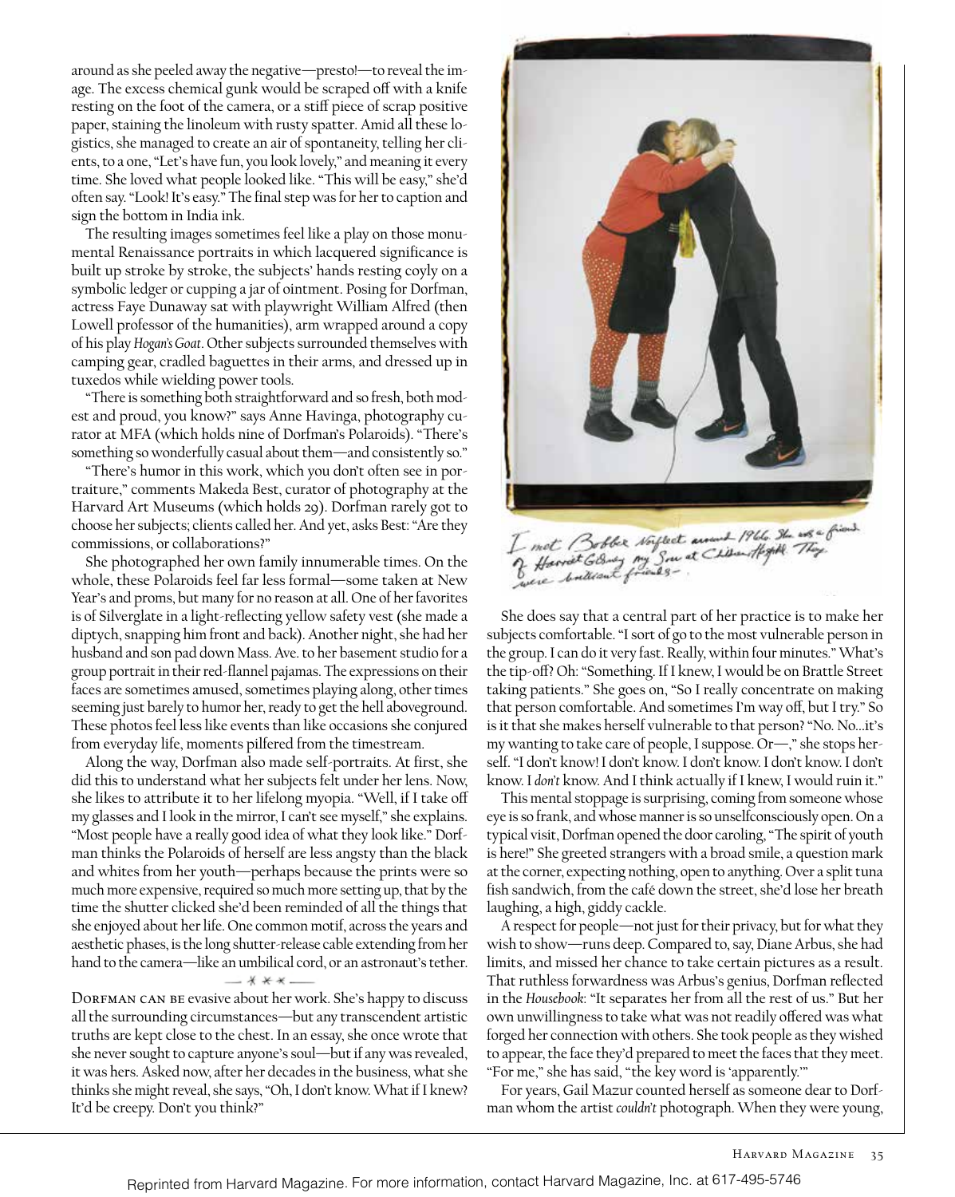around as she peeled away the negative—presto!—to reveal the image. The excess chemical gunk would be scraped off with a knife resting on the foot of the camera, or a stiff piece of scrap positive paper, staining the linoleum with rusty spatter. Amid all these logistics, she managed to create an air of spontaneity, telling her clients, to a one, "Let's have fun, you look lovely," and meaning it every time. She loved what people looked like. "This will be easy," she'd often say. "Look! It's easy." The final step was for her to caption and sign the bottom in India ink.

The resulting images sometimes feel like a play on those monumental Renaissance portraits in which lacquered significance is built up stroke by stroke, the subjects' hands resting coyly on a symbolic ledger or cupping a jar of ointment. Posing for Dorfman, actress Faye Dunaway sat with playwright William Alfred (then Lowell professor of the humanities), arm wrapped around a copy of his play *Hogan's Goat*. Other subjects surrounded themselves with camping gear, cradled baguettes in their arms, and dressed up in tuxedos while wielding power tools.

"There is something both straightforward and so fresh, both modest and proud, you know?" says Anne Havinga, photography curator at MFA (which holds nine of Dorfman's Polaroids). "There's something so wonderfully casual about them—and consistently so."

"There's humor in this work, which you don't often see in portraiture," comments Makeda Best, curator of photography at the Harvard Art Museums (which holds 29). Dorfman rarely got to choose her subjects; clients called her. And yet, asks Best: "Are they commissions, or collaborations?"

She photographed her own family innumerable times. On the whole, these Polaroids feel far less formal—some taken at New Year's and proms, but many for no reason at all. One of her favorites is of Silverglate in a light-reflecting yellow safety vest (she made a diptych, snapping him front and back). Another night, she had her husband and son pad down Mass. Ave. to her basement studio for a group portrait in their red-flannel pajamas. The expressions on their faces are sometimes amused, sometimes playing along, other times seeming just barely to humor her, ready to get the hell aboveground. These photos feel less like events than like occasions she conjured from everyday life, moments pilfered from the timestream.

Along the way, Dorfman also made self-portraits. At first, she did this to understand what her subjects felt under her lens. Now, she likes to attribute it to her lifelong myopia. "Well, if I take off my glasses and I look in the mirror, I can't see myself," she explains. "Most people have a really good idea of what they look like." Dorfman thinks the Polaroids of herself are less angsty than the black and whites from her youth—perhaps because the prints were so much more expensive, required so much more setting up, that by the time the shutter clicked she'd been reminded of all the things that she enjoyed about her life. One common motif, across the years and aesthetic phases, is the long shutter-release cable extending from her hand to the camera—like an umbilical cord, or an astronaut's tether.

— * * * —

Dorfman can be evasive about her work. She's happy to discuss all the surrounding circumstances—but any transcendent artistic truths are kept close to the chest. In an essay, she once wrote that she never sought to capture anyone's soul—but if any was revealed, it was hers. Asked now, after her decades in the business, what she thinks she might reveal, she says, "Oh, I don't know. What if I knew? It'd be creepy. Don't you think?"

I met Bobbie Noflect around 1966. She was a friend of Harriet Gibney my Son at Children Hospital. They were brilliant friends.

She does say that a central part of her practice is to make her subjects comfortable. "I sort of go to the most vulnerable person in the group. I can do it very fast. Really, within four minutes." What's the tip-off? Oh: "Something. If I knew, I would be on Brattle Street taking patients." She goes on, "So I really concentrate on making that person comfortable. And sometimes I'm way off, but I try." So is it that she makes herself vulnerable to that person? "No. No…it's my wanting to take care of people, I suppose. Or—," she stops herself. "I don't know! I don't know. I don't know. I don't know. I don't know. I *don't* know. And I think actually if I knew, I would ruin it."

This mental stoppage is surprising, coming from someone whose eye is so frank, and whose manner is so unselfconsciously open. On a typical visit, Dorfman opened the door caroling, "The spirit of youth is here!" She greeted strangers with a broad smile, a question mark at the corner, expecting nothing, open to anything. Over a split tuna fish sandwich, from the café down the street, she'd lose her breath laughing, a high, giddy cackle.

A respect for people—not just for their privacy, but for what they wish to show—runs deep. Compared to, say, Diane Arbus, she had limits, and missed her chance to take certain pictures as a result. That ruthless forwardness was Arbus's genius, Dorfman reflected in the *Housebook*: "It separates her from all the rest of us." But her own unwillingness to take what was not readily offered was what forged her connection with others. She took people as they wished to appear, the face they'd prepared to meet the faces that they meet. "For me," she has said, "the key word is 'apparently.'"

For years, Gail Mazur counted herself as someone dear to Dorfman whom the artist *couldn't* photograph. When they were young,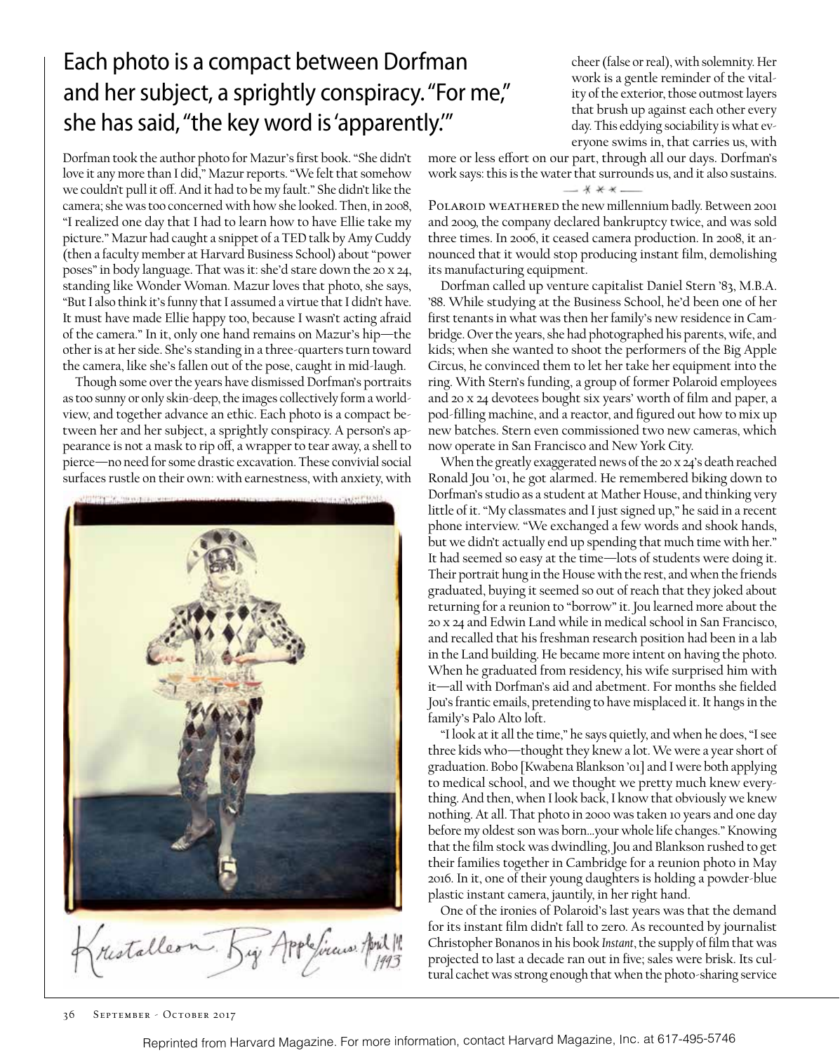## Each photo is a compact between Dorfman and her subject, a sprightly conspiracy. "For me," she has said, "the key word is 'apparently.'"

Dorfman took the author photo for Mazur's first book. "She didn't love it any more than I did," Mazur reports. "We felt that somehow we couldn't pull it off. And it had to be my fault." She didn't like the camera; she was too concerned with how she looked. Then, in 2008, "I realized one day that I had to learn how to have Ellie take my picture." Mazur had caught a snippet of a TED talk by Amy Cuddy (then a faculty member at Harvard Business School) about "power poses" in body language. That was it: she'd stare down the 20 x 24, standing like Wonder Woman. Mazur loves that photo, she says, "But I also think it's funny that I assumed a virtue that I didn't have. It must have made Ellie happy too, because I wasn't acting afraid of the camera." In it, only one hand remains on Mazur's hip—the other is at her side. She's standing in a three-quarters turn toward the camera, like she's fallen out of the pose, caught in mid-laugh.

Though some over the years have dismissed Dorfman's portraits as too sunny or only skin-deep, the images collectively form a worldview, and together advance an ethic. Each photo is a compact between her and her subject, a sprightly conspiracy. A person's appearance is not a mask to rip off, a wrapper to tear away, a shell to pierce—no need for some drastic excavation. These convivial social surfaces rustle on their own: with earnestness, with anxiety, with cheer (false or real), with solemnity. Her work is a gentle reminder of the vitality of the exterior, those outmost layers that brush up against each other every day. This eddying sociability is what everyone swims in, that carries us, with more or less effort on our part, through all our days. Dorfman's work says: this is the water that surrounds us, and it also sustains.

Kristalleon. Big Apple Circus. April 11, 1993

— * * * —

Polaroid weathered the new millennium badly. Between 2001 and 2009, the company declared bankruptcy twice, and was sold three times. In 2006, it ceased camera production. In 2008, it announced that it would stop producing instant film, demolishing its manufacturing equipment.

Dorfman called up venture capitalist Daniel Stern '83, M.B.A. '88. While studying at the Business School, he'd been one of her first tenants in what was then her family's new residence in Cambridge. Over the years, she had photographed his parents, wife, and kids; when she wanted to shoot the performers of the Big Apple Circus, he convinced them to let her take her equipment into the ring. With Stern's funding, a group of former Polaroid employees and 20 x 24 devotees bought six years' worth of film and paper, a pod-filling machine, and a reactor, and figured out how to mix up new batches. Stern even commissioned two new cameras, which now operate in San Francisco and New York City.

When the greatly exaggerated news of the 20 x 24's death reached Ronald Jou '01, he got alarmed. He remembered biking down to Dorfman's studio as a student at Mather House, and thinking very little of it. "My classmates and I just signed up," he said in a recent phone interview. "We exchanged a few words and shook hands, but we didn't actually end up spending that much time with her." It had seemed so easy at the time—lots of students were doing it. Their portrait hung in the House with the rest, and when the friends graduated, buying it seemed so out of reach that they joked about returning for a reunion to "borrow" it. Jou learned more about the 20 x 24 and Edwin Land while in medical school in San Francisco, and recalled that his freshman research position had been in a lab in the Land building. He became more intent on having the photo. When he graduated from residency, his wife surprised him with it—all with Dorfman's aid and abetment. For months she fielded Jou's frantic emails, pretending to have misplaced it. It hangs in the family's Palo Alto loft.

"I look at it all the time," he says quietly, and when he does, "I see three kids who—thought they knew a lot. We were a year short of graduation. Bobo [Kwabena Blankson '01] and I were both applying to medical school, and we thought we pretty much knew everything. And then, when I look back, I know that obviously we knew nothing. At all. That photo in 2000 was taken 10 years and one day before my oldest son was born…your whole life changes." Knowing that the film stock was dwindling, Jou and Blankson rushed to get their families together in Cambridge for a reunion photo in May 2016. In it, one of their young daughters is holding a powder-blue plastic instant camera, jauntily, in her right hand.

One of the ironies of Polaroid's last years was that the demand for its instant film didn't fall to zero. As recounted by journalist Christopher Bonanos in his book *Instant*, the supply of film that was projected to last a decade ran out in five; sales were brisk. Its cultural cachet was strong enough that when the photo-sharing service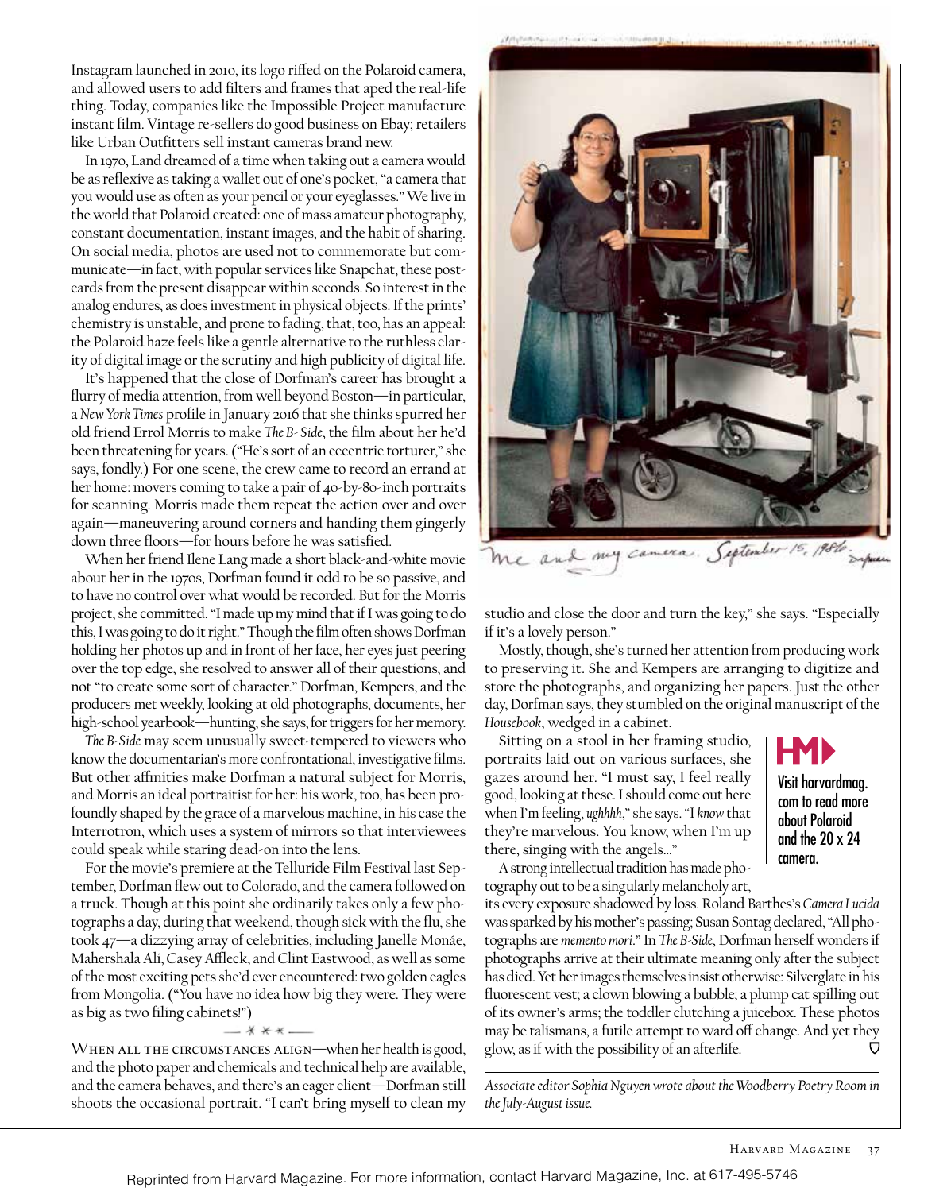Instagram launched in 2010, its logo riffed on the Polaroid camera, and allowed users to add filters and frames that aped the real-life thing. Today, companies like the Impossible Project manufacture instant film. Vintage re-sellers do good business on Ebay; retailers like Urban Outfitters sell instant cameras brand new.

In 1970, Land dreamed of a time when taking out a camera would be as reflexive as taking a wallet out of one's pocket, "a camera that you would use as often as your pencil or your eyeglasses." We live in the world that Polaroid created: one of mass amateur photography, constant documentation, instant images, and the habit of sharing. On social media, photos are used not to commemorate but communicate—in fact, with popular services like Snapchat, these postcards from the present disappear within seconds. So interest in the analog endures, as does investment in physical objects. If the prints' chemistry is unstable, and prone to fading, that, too, has an appeal: the Polaroid haze feels like a gentle alternative to the ruthless clarity of digital image or the scrutiny and high publicity of digital life.

It's happened that the close of Dorfman's career has brought a flurry of media attention, from well beyond Boston—in particular, a *New York Times* profile in January 2016 that she thinks spurred her old friend Errol Morris to make *The B-Side*, the film about her he'd been threatening for years. ("He's sort of an eccentric torturer," she says, fondly.) For one scene, the crew came to record an errand at her home: movers coming to take a pair of 40-by-80-inch portraits for scanning. Morris made them repeat the action over and over again—maneuvering around corners and handing them gingerly down three floors—for hours before he was satisfied.

When her friend Ilene Lang made a short black-and-white movie about her in the 1970s, Dorfman found it odd to be so passive, and to have no control over what would be recorded. But for the Morris project, she committed. "I made up my mind that if I was going to do this, I was going to do it right." Though the film often shows Dorfman holding her photos up and in front of her face, her eyes just peering over the top edge, she resolved to answer all of their questions, and not "to create some sort of character." Dorfman, Kempers, and the producers met weekly, looking at old photographs, documents, her high-school yearbook—hunting, she says, for triggers for her memory.

*The B-Side* may seem unusually sweet-tempered to viewers who know the documentarian's more confrontational, investigative films. But other affinities make Dorfman a natural subject for Morris, and Morris an ideal portraitist for her: his work, too, has been profoundly shaped by the grace of a marvelous machine, in his case the Interrotron, which uses a system of mirrors so that interviewees could speak while staring dead-on into the lens.

For the movie's premiere at the Telluride Film Festival last September, Dorfman flew out to Colorado, and the camera followed on a truck. Though at this point she ordinarily takes only a few photographs a day, during that weekend, though sick with the flu, she took 47—a dizzying array of celebrities, including Janelle Monáe, Mahershala Ali, Casey Affleck, and Clint Eastwood, as well as some of the most exciting pets she'd ever encountered: two golden eagles from Mongolia. ("You have no idea how big they were. They were as big as two filing cabinets!")

— * * * —

When all the circumstances align—when her health is good, and the photo paper and chemicals and technical help are available, and the camera behaves, and there's an eager client—Dorfman still shoots the occasional portrait. "I can't bring myself to clean my studio and close the door and turn the key," she says. "Especially if it's a lovely person."

Mostly, though, she's turned her attention from producing work to preserving it. She and Kempers are arranging to digitize and store the photographs, and organizing her papers. Just the other day, Dorfman says, they stumbled on the original manuscript of the *Housebook*, wedged in a cabinet.

Sitting on a stool in her framing studio, portraits laid out on various surfaces, she gazes around her. "I must say, I feel really good, looking at these. I should come out here when I'm feeling, *ughhhh*," she says. "I *know* that they're marvelous. You know, when I'm up there, singing with the angels..."

A strong intellectual tradition has made photography out to be a singularly melancholy art, its every exposure shadowed by loss. Roland Barthes's *Camera Lucida* was sparked by his mother's passing; Susan Sontag declared, "All photographs are *memento mori*." In *The B-Side*, Dorfman herself wonders if photographs arrive at their ultimate meaning only after the subject has died. Yet her images themselves insist otherwise: Silverglate in his fluorescent vest; a clown blowing a bubble; a plump cat spilling out of its owner's arms; the toddler clutching a juicebox. These photos may be talismans, a futile attempt to ward off change. And yet they glow, as if with the possibility of an afterlife.

Me and my camera. September 15, 1986. Dorfman

HM Visit harvardmag.com to read more about Polaroid and the 20 x 24 camera.

*Associate editor Sophia Nguyen wrote about the Woodberry Poetry Room in the July-August issue.*

Reprinted from Harvard Magazine. For more information, contact Harvard Magazine, Inc. at 617-495-5746